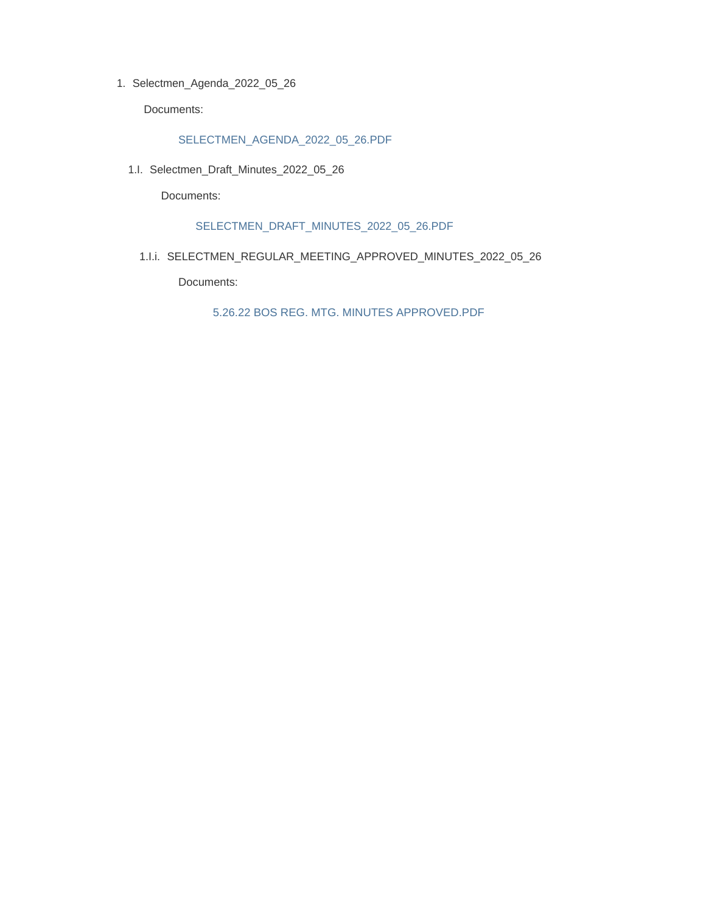1. Selectmen_Agenda_2022_05_26

    Documents:

    SELECTMEN_AGENDA_2022_05_26.PDF

    1.I. Selectmen_Draft_Minutes_2022_05_26

        Documents:

        SELECTMEN_DRAFT_MINUTES_2022_05_26.PDF

        1.I.i. SELECTMEN_REGULAR_MEETING_APPROVED_MINUTES_2022_05_26

            Documents:

            5.26.22 BOS REG. MTG. MINUTES APPROVED.PDF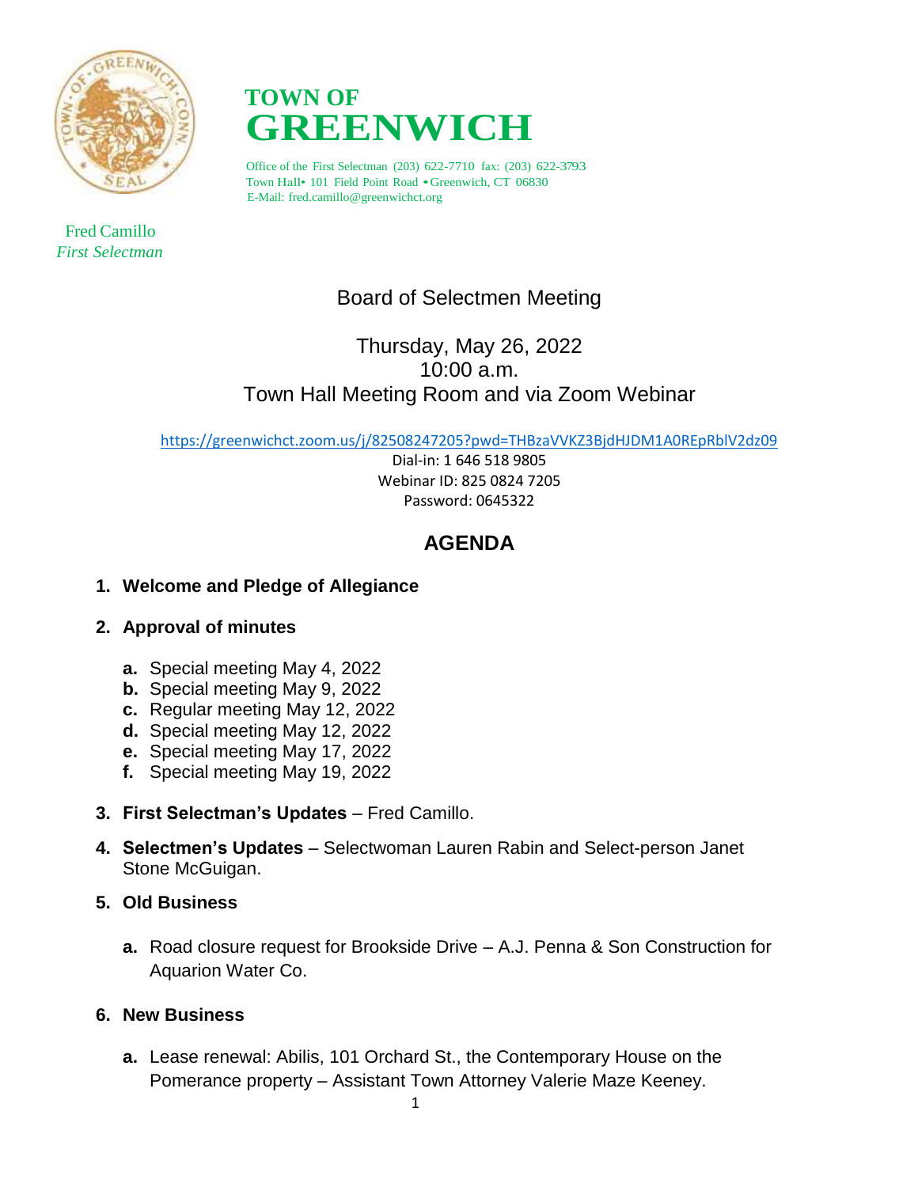# TOWN OF GREENWICH

Office of the First Selectman (203) 622-7710 fax: (203) 622-3793
Town Hall• 101 Field Point Road • Greenwich, CT 06830
E-Mail: fred.camillo@greenwichct.org

Fred Camillo
*First Selectman*

Board of Selectmen Meeting

Thursday, May 26, 2022
10:00 a.m.
Town Hall Meeting Room and via Zoom Webinar

https://greenwichct.zoom.us/j/82508247205?pwd=THBzaVVKZ3BjdHJDM1A0REpRblV2dz09
Dial-in: 1 646 518 9805
Webinar ID: 825 0824 7205
Password: 0645322

## AGENDA

1. **Welcome and Pledge of Allegiance**
2. **Approval of minutes**
   - **a.** Special meeting May 4, 2022
   - **b.** Special meeting May 9, 2022
   - **c.** Regular meeting May 12, 2022
   - **d.** Special meeting May 12, 2022
   - **e.** Special meeting May 17, 2022
   - **f.** Special meeting May 19, 2022
3. **First Selectman's Updates** – Fred Camillo.
4. **Selectmen's Updates** – Selectwoman Lauren Rabin and Select-person Janet Stone McGuigan.
5. **Old Business**
   - **a.** Road closure request for Brookside Drive – A.J. Penna & Son Construction for Aquarion Water Co.
6. **New Business**
   - **a.** Lease renewal: Abilis, 101 Orchard St., the Contemporary House on the Pomerance property – Assistant Town Attorney Valerie Maze Keeney.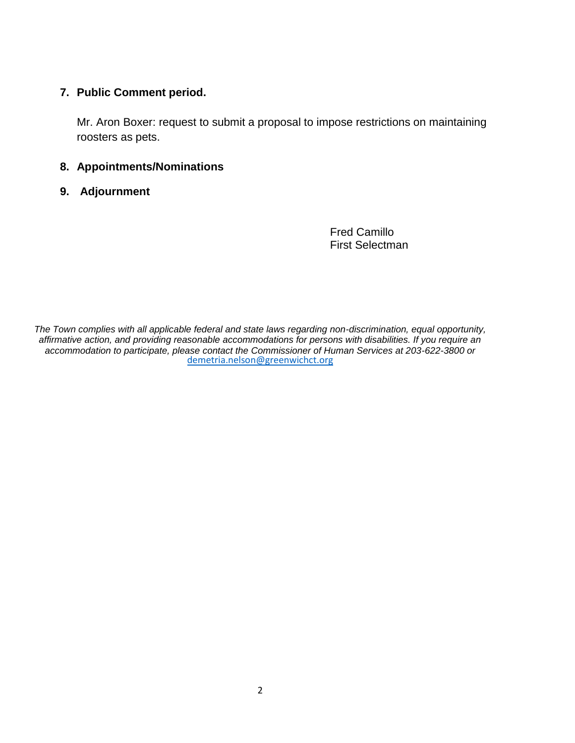**7. Public Comment period.**

Mr. Aron Boxer: request to submit a proposal to impose restrictions on maintaining roosters as pets.

**8. Appointments/Nominations**

**9. Adjournment**

Fred Camillo
First Selectman

*The Town complies with all applicable federal and state laws regarding non-discrimination, equal opportunity, affirmative action, and providing reasonable accommodations for persons with disabilities. If you require an accommodation to participate, please contact the Commissioner of Human Services at 203-622-3800 or* demetria.nelson@greenwichct.org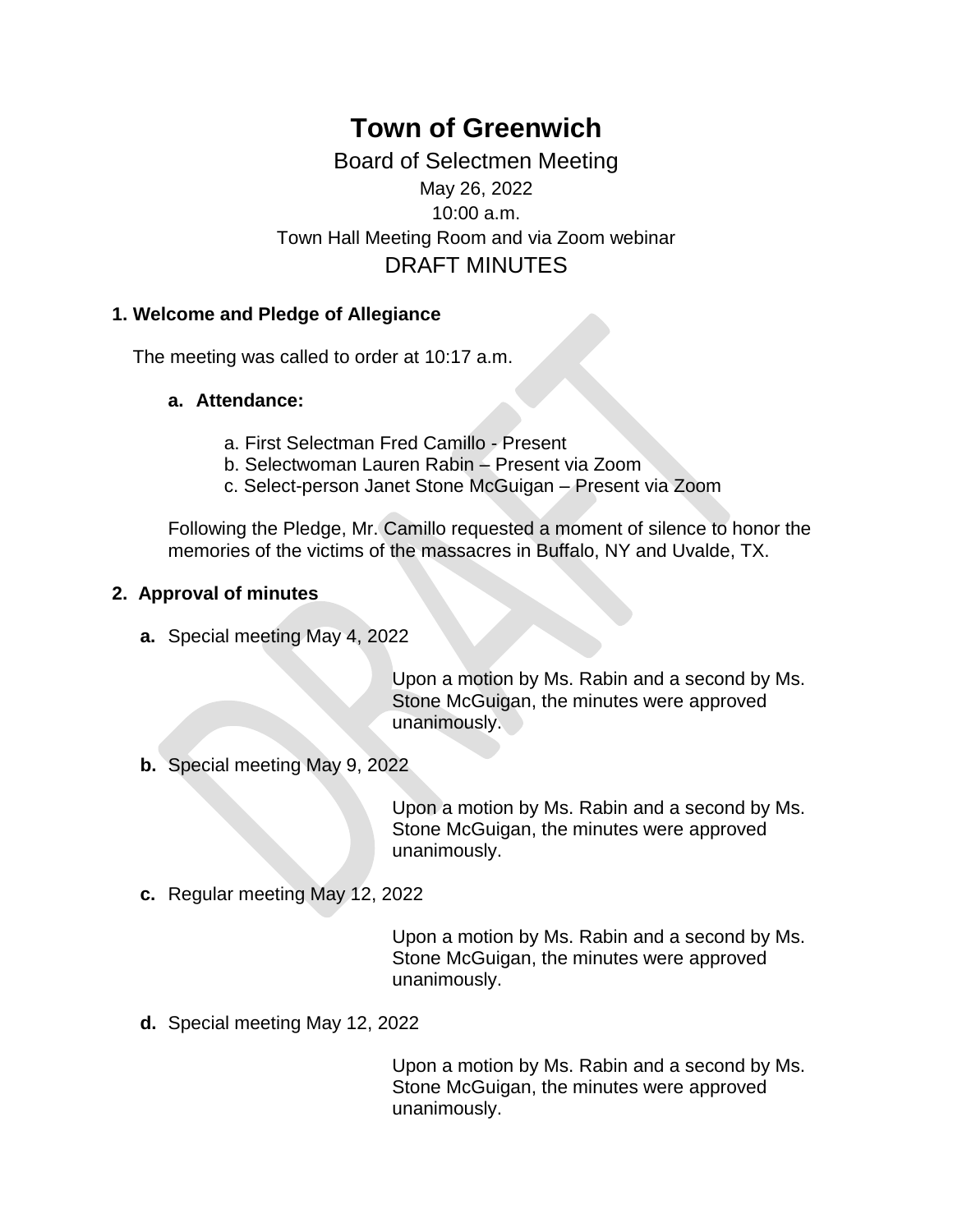# Town of Greenwich

## Board of Selectmen Meeting

May 26, 2022

10:00 a.m.

Town Hall Meeting Room and via Zoom webinar

## DRAFT MINUTES

**1. Welcome and Pledge of Allegiance**

The meeting was called to order at 10:17 a.m.

**a. Attendance:**

a. First Selectman Fred Camillo - Present
b. Selectwoman Lauren Rabin – Present via Zoom
c. Select-person Janet Stone McGuigan – Present via Zoom

Following the Pledge, Mr. Camillo requested a moment of silence to honor the memories of the victims of the massacres in Buffalo, NY and Uvalde, TX.

**2. Approval of minutes**

**a.** Special meeting May 4, 2022

Upon a motion by Ms. Rabin and a second by Ms. Stone McGuigan, the minutes were approved unanimously.

**b.** Special meeting May 9, 2022

Upon a motion by Ms. Rabin and a second by Ms. Stone McGuigan, the minutes were approved unanimously.

**c.** Regular meeting May 12, 2022

Upon a motion by Ms. Rabin and a second by Ms. Stone McGuigan, the minutes were approved unanimously.

**d.** Special meeting May 12, 2022

Upon a motion by Ms. Rabin and a second by Ms. Stone McGuigan, the minutes were approved unanimously.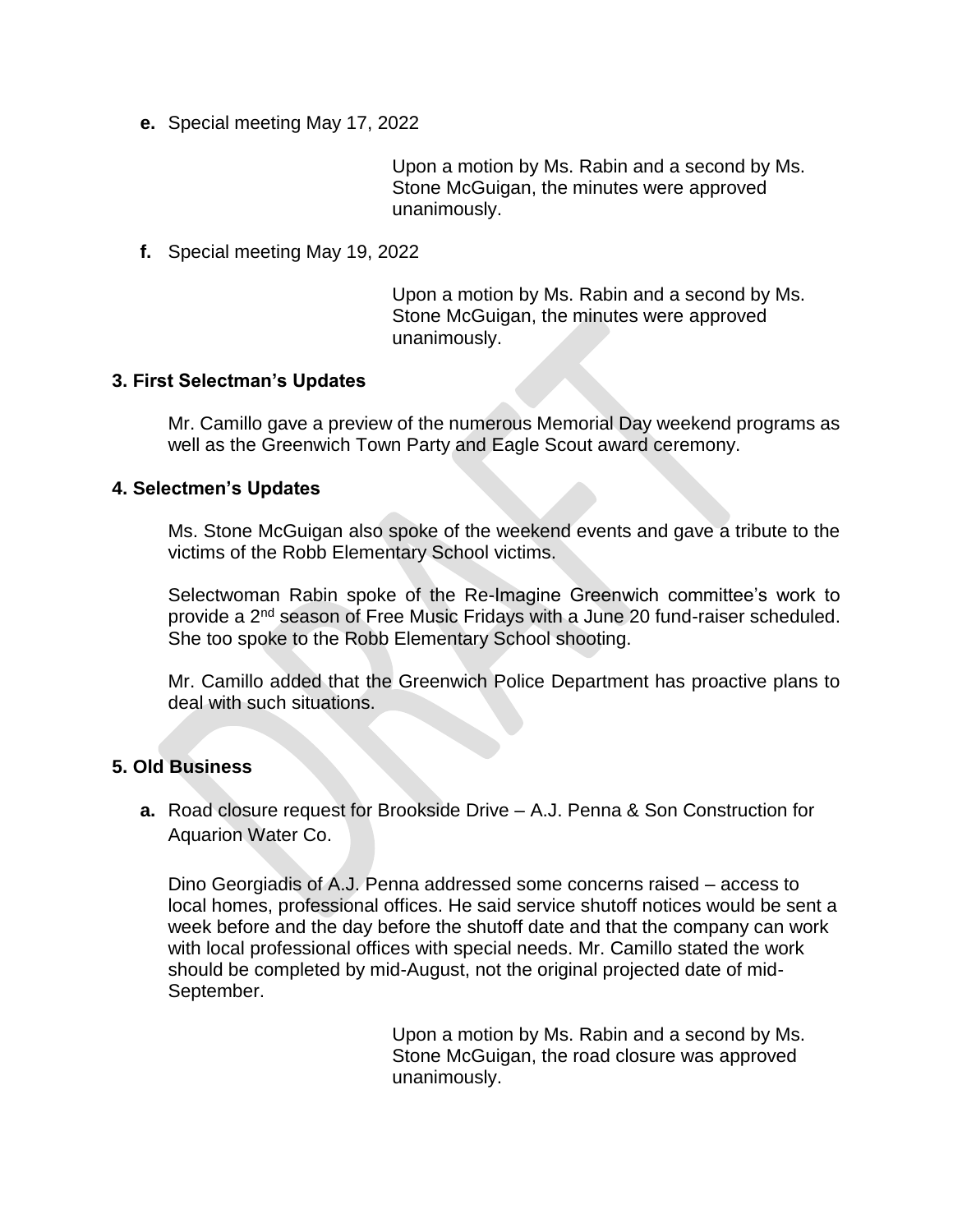**e.** Special meeting May 17, 2022

> Upon a motion by Ms. Rabin and a second by Ms. Stone McGuigan, the minutes were approved unanimously.

**f.** Special meeting May 19, 2022

> Upon a motion by Ms. Rabin and a second by Ms. Stone McGuigan, the minutes were approved unanimously.

### 3. First Selectman's Updates

Mr. Camillo gave a preview of the numerous Memorial Day weekend programs as well as the Greenwich Town Party and Eagle Scout award ceremony.

### 4. Selectmen's Updates

Ms. Stone McGuigan also spoke of the weekend events and gave a tribute to the victims of the Robb Elementary School victims.

Selectwoman Rabin spoke of the Re-Imagine Greenwich committee's work to provide a 2nd season of Free Music Fridays with a June 20 fund-raiser scheduled. She too spoke to the Robb Elementary School shooting.

Mr. Camillo added that the Greenwich Police Department has proactive plans to deal with such situations.

### 5. Old Business

**a.** Road closure request for Brookside Drive – A.J. Penna & Son Construction for Aquarion Water Co.

Dino Georgiadis of A.J. Penna addressed some concerns raised – access to local homes, professional offices. He said service shutoff notices would be sent a week before and the day before the shutoff date and that the company can work with local professional offices with special needs. Mr. Camillo stated the work should be completed by mid-August, not the original projected date of mid-September.

> Upon a motion by Ms. Rabin and a second by Ms. Stone McGuigan, the road closure was approved unanimously.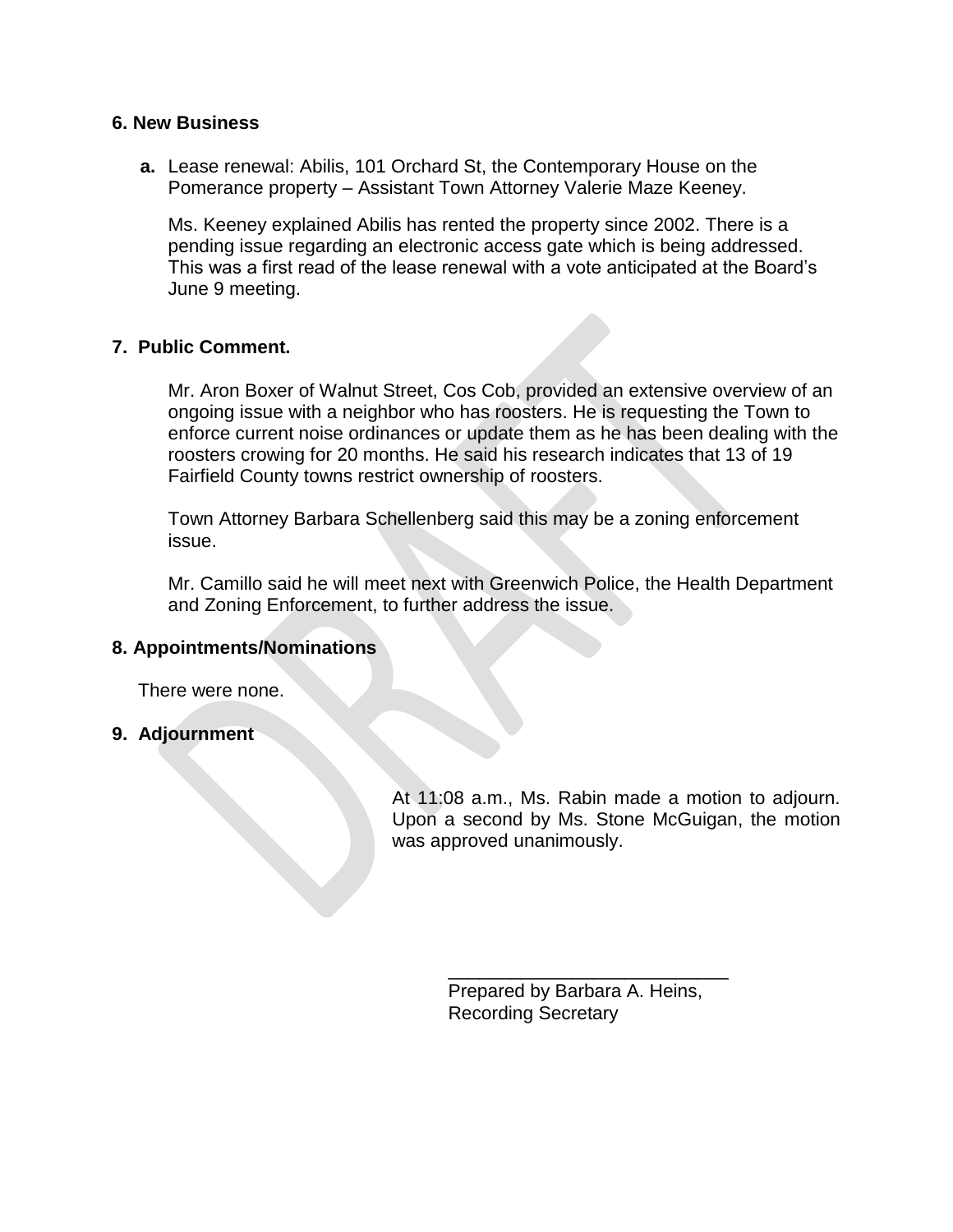**6. New Business**

**a.** Lease renewal: Abilis, 101 Orchard St, the Contemporary House on the Pomerance property – Assistant Town Attorney Valerie Maze Keeney.

Ms. Keeney explained Abilis has rented the property since 2002. There is a pending issue regarding an electronic access gate which is being addressed. This was a first read of the lease renewal with a vote anticipated at the Board's June 9 meeting.

**7. Public Comment.**

Mr. Aron Boxer of Walnut Street, Cos Cob, provided an extensive overview of an ongoing issue with a neighbor who has roosters. He is requesting the Town to enforce current noise ordinances or update them as he has been dealing with the roosters crowing for 20 months. He said his research indicates that 13 of 19 Fairfield County towns restrict ownership of roosters.

Town Attorney Barbara Schellenberg said this may be a zoning enforcement issue.

Mr. Camillo said he will meet next with Greenwich Police, the Health Department and Zoning Enforcement, to further address the issue.

**8. Appointments/Nominations**

There were none.

**9. Adjournment**

At 11:08 a.m., Ms. Rabin made a motion to adjourn. Upon a second by Ms. Stone McGuigan, the motion was approved unanimously.

\_\_\_\_\_\_\_\_\_\_\_\_\_\_\_\_\_\_\_\_\_\_\_\_\_\_\_\_
Prepared by Barbara A. Heins,
Recording Secretary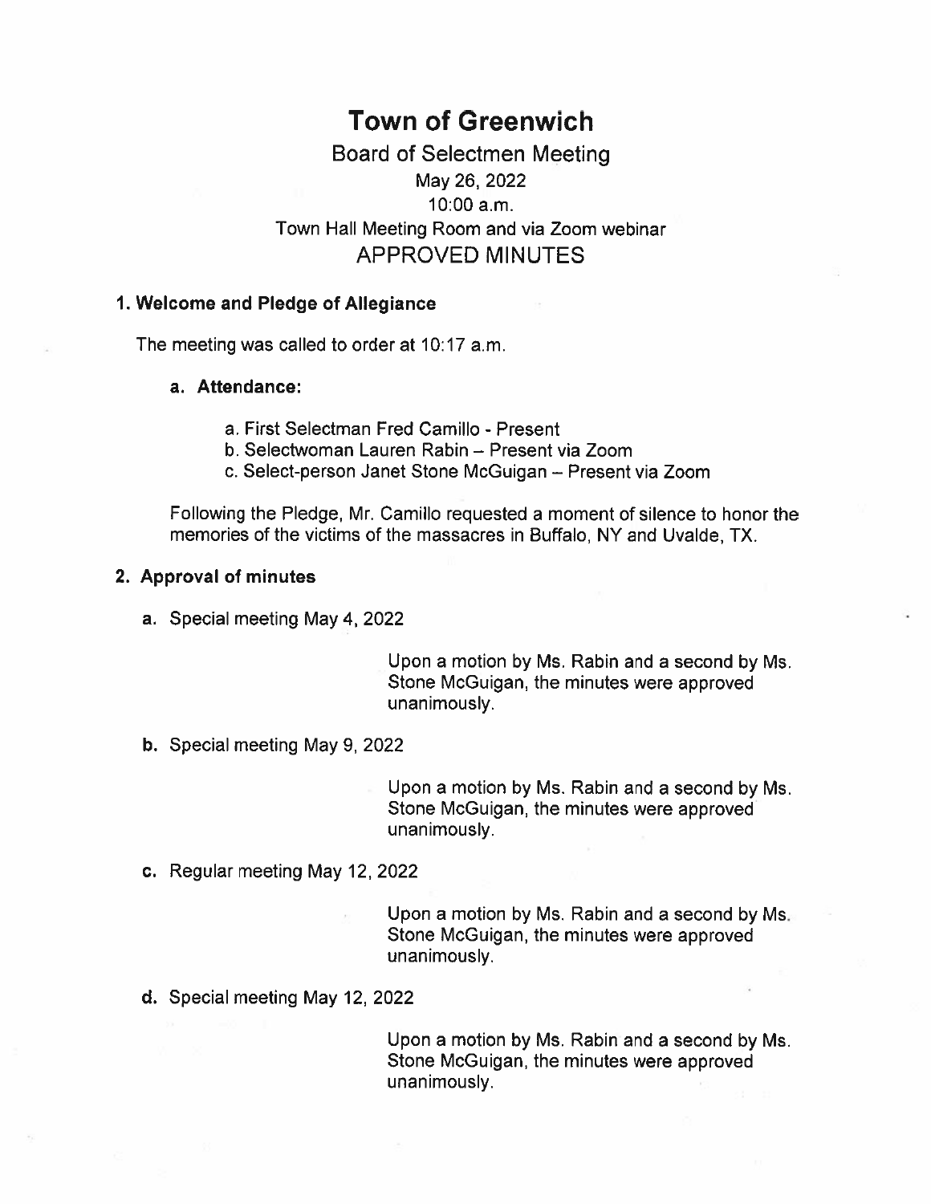# Town of Greenwich

Board of Selectmen Meeting
May 26, 2022
10:00 a.m.
Town Hall Meeting Room and via Zoom webinar
APPROVED MINUTES

### 1. Welcome and Pledge of Allegiance

The meeting was called to order at 10:17 a.m.

**a. Attendance:**

a. First Selectman Fred Camillo - Present
b. Selectwoman Lauren Rabin – Present via Zoom
c. Select-person Janet Stone McGuigan – Present via Zoom

Following the Pledge, Mr. Camillo requested a moment of silence to honor the memories of the victims of the massacres in Buffalo, NY and Uvalde, TX.

### 2. Approval of minutes

**a.** Special meeting May 4, 2022

Upon a motion by Ms. Rabin and a second by Ms. Stone McGuigan, the minutes were approved unanimously.

**b.** Special meeting May 9, 2022

Upon a motion by Ms. Rabin and a second by Ms. Stone McGuigan, the minutes were approved unanimously.

**c.** Regular meeting May 12, 2022

Upon a motion by Ms. Rabin and a second by Ms. Stone McGuigan, the minutes were approved unanimously.

**d.** Special meeting May 12, 2022

Upon a motion by Ms. Rabin and a second by Ms. Stone McGuigan, the minutes were approved unanimously.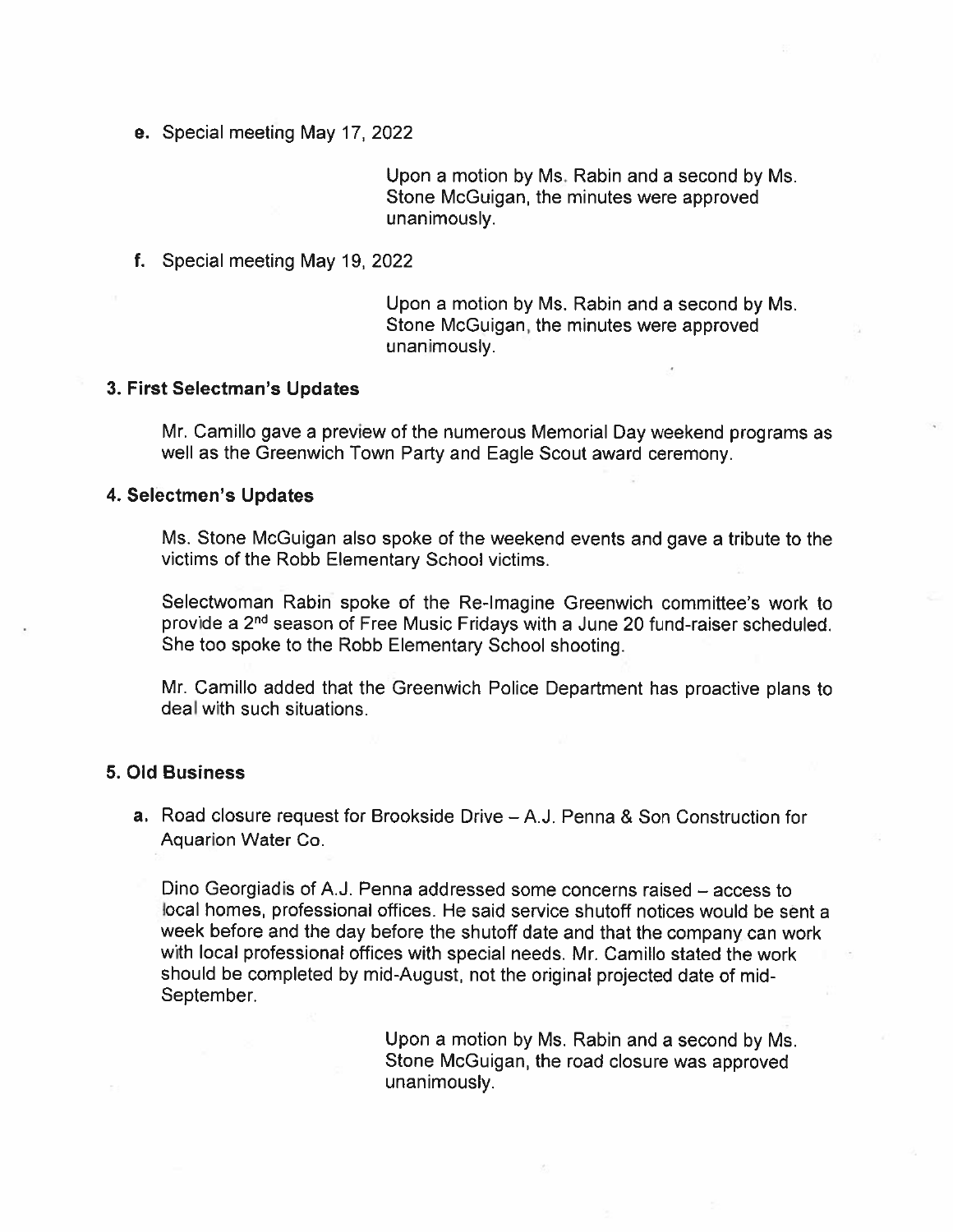e. Special meeting May 17, 2022

> Upon a motion by Ms. Rabin and a second by Ms. Stone McGuigan, the minutes were approved unanimously.

f. Special meeting May 19, 2022

> Upon a motion by Ms. Rabin and a second by Ms. Stone McGuigan, the minutes were approved unanimously.

**3. First Selectman's Updates**

Mr. Camillo gave a preview of the numerous Memorial Day weekend programs as well as the Greenwich Town Party and Eagle Scout award ceremony.

**4. Selectmen's Updates**

Ms. Stone McGuigan also spoke of the weekend events and gave a tribute to the victims of the Robb Elementary School victims.

Selectwoman Rabin spoke of the Re-Imagine Greenwich committee's work to provide a 2nd season of Free Music Fridays with a June 20 fund-raiser scheduled. She too spoke to the Robb Elementary School shooting.

Mr. Camillo added that the Greenwich Police Department has proactive plans to deal with such situations.

**5. Old Business**

a. Road closure request for Brookside Drive – A.J. Penna & Son Construction for Aquarion Water Co.

Dino Georgiadis of A.J. Penna addressed some concerns raised – access to local homes, professional offices. He said service shutoff notices would be sent a week before and the day before the shutoff date and that the company can work with local professional offices with special needs. Mr. Camillo stated the work should be completed by mid-August, not the original projected date of mid-September.

> Upon a motion by Ms. Rabin and a second by Ms. Stone McGuigan, the road closure was approved unanimously.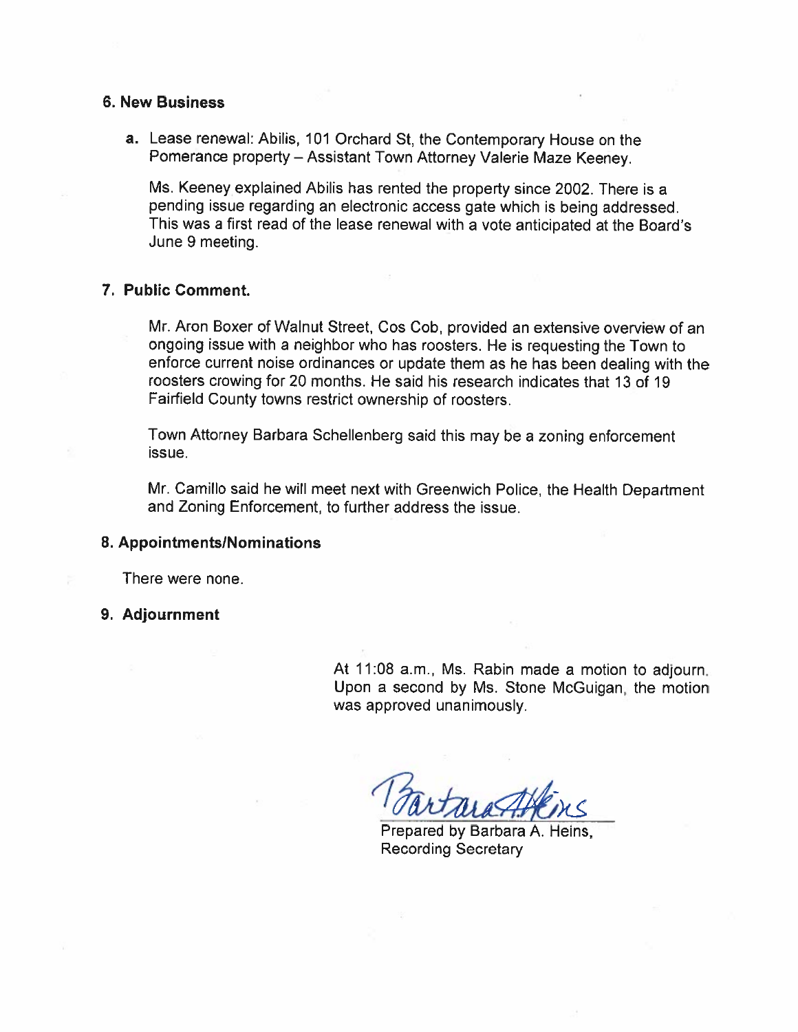## 6. New Business

**a.** Lease renewal: Abilis, 101 Orchard St, the Contemporary House on the Pomerance property – Assistant Town Attorney Valerie Maze Keeney.

Ms. Keeney explained Abilis has rented the property since 2002. There is a pending issue regarding an electronic access gate which is being addressed. This was a first read of the lease renewal with a vote anticipated at the Board's June 9 meeting.

## 7. Public Comment.

Mr. Aron Boxer of Walnut Street, Cos Cob, provided an extensive overview of an ongoing issue with a neighbor who has roosters. He is requesting the Town to enforce current noise ordinances or update them as he has been dealing with the roosters crowing for 20 months. He said his research indicates that 13 of 19 Fairfield County towns restrict ownership of roosters.

Town Attorney Barbara Schellenberg said this may be a zoning enforcement issue.

Mr. Camillo said he will meet next with Greenwich Police, the Health Department and Zoning Enforcement, to further address the issue.

## 8. Appointments/Nominations

There were none.

## 9. Adjournment

At 11:08 a.m., Ms. Rabin made a motion to adjourn. Upon a second by Ms. Stone McGuigan, the motion was approved unanimously.

Prepared by Barbara A. Heins,
Recording Secretary